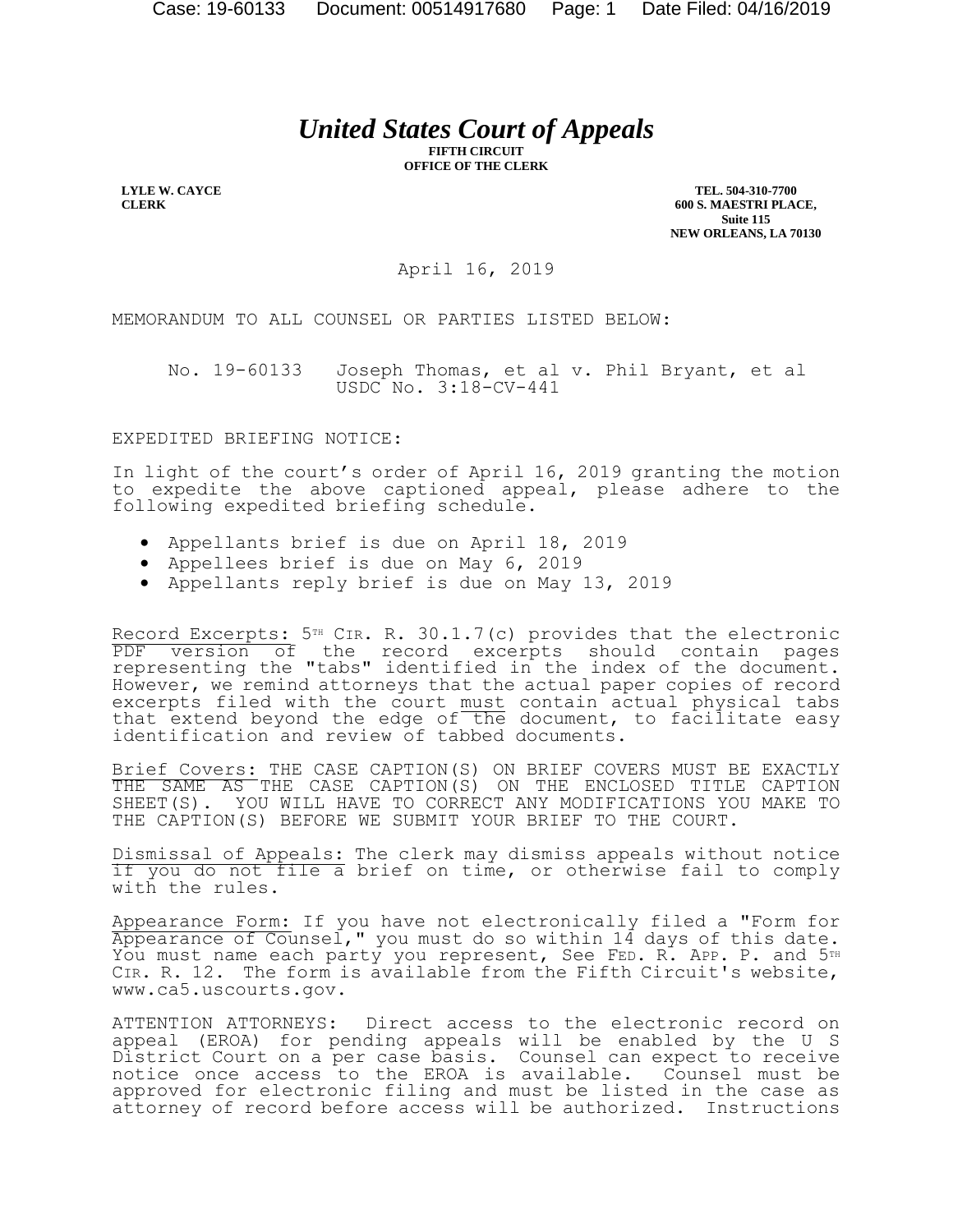# *United States Court of Appeals*

**FIFTH CIRCUIT**
**OFFICE OF THE CLERK**

**LYLE W. CAYCE**
**CLERK**

**TEL. 504-310-7700**
**600 S. MAESTRI PLACE,**
**Suite 115**
**NEW ORLEANS, LA 70130**

April 16, 2019

MEMORANDUM TO ALL COUNSEL OR PARTIES LISTED BELOW:

No. 19-60133 Joseph Thomas, et al v. Phil Bryant, et al
USDC No. 3:18-CV-441

EXPEDITED BRIEFING NOTICE:

In light of the court's order of April 16, 2019 granting the motion to expedite the above captioned appeal, please adhere to the following expedited briefing schedule.

- Appellants brief is due on April 18, 2019
- Appellees brief is due on May 6, 2019
- Appellants reply brief is due on May 13, 2019

Record Excerpts: 5TH CIR. R. 30.1.7(c) provides that the electronic PDF version of the record excerpts should contain pages representing the "tabs" identified in the index of the document. However, we remind attorneys that the actual paper copies of record excerpts filed with the court must contain actual physical tabs that extend beyond the edge of the document, to facilitate easy identification and review of tabbed documents.

Brief Covers: THE CASE CAPTION(S) ON BRIEF COVERS MUST BE EXACTLY THE SAME AS THE CASE CAPTION(S) ON THE ENCLOSED TITLE CAPTION SHEET(S). YOU WILL HAVE TO CORRECT ANY MODIFICATIONS YOU MAKE TO THE CAPTION(S) BEFORE WE SUBMIT YOUR BRIEF TO THE COURT.

Dismissal of Appeals: The clerk may dismiss appeals without notice if you do not file a brief on time, or otherwise fail to comply with the rules.

Appearance Form: If you have not electronically filed a "Form for Appearance of Counsel," you must do so within 14 days of this date. You must name each party you represent, See FED. R. APP. P. and 5TH CIR. R. 12. The form is available from the Fifth Circuit's website, www.ca5.uscourts.gov.

ATTENTION ATTORNEYS: Direct access to the electronic record on appeal (EROA) for pending appeals will be enabled by the U S District Court on a per case basis. Counsel can expect to receive notice once access to the EROA is available. Counsel must be approved for electronic filing and must be listed in the case as attorney of record before access will be authorized. Instructions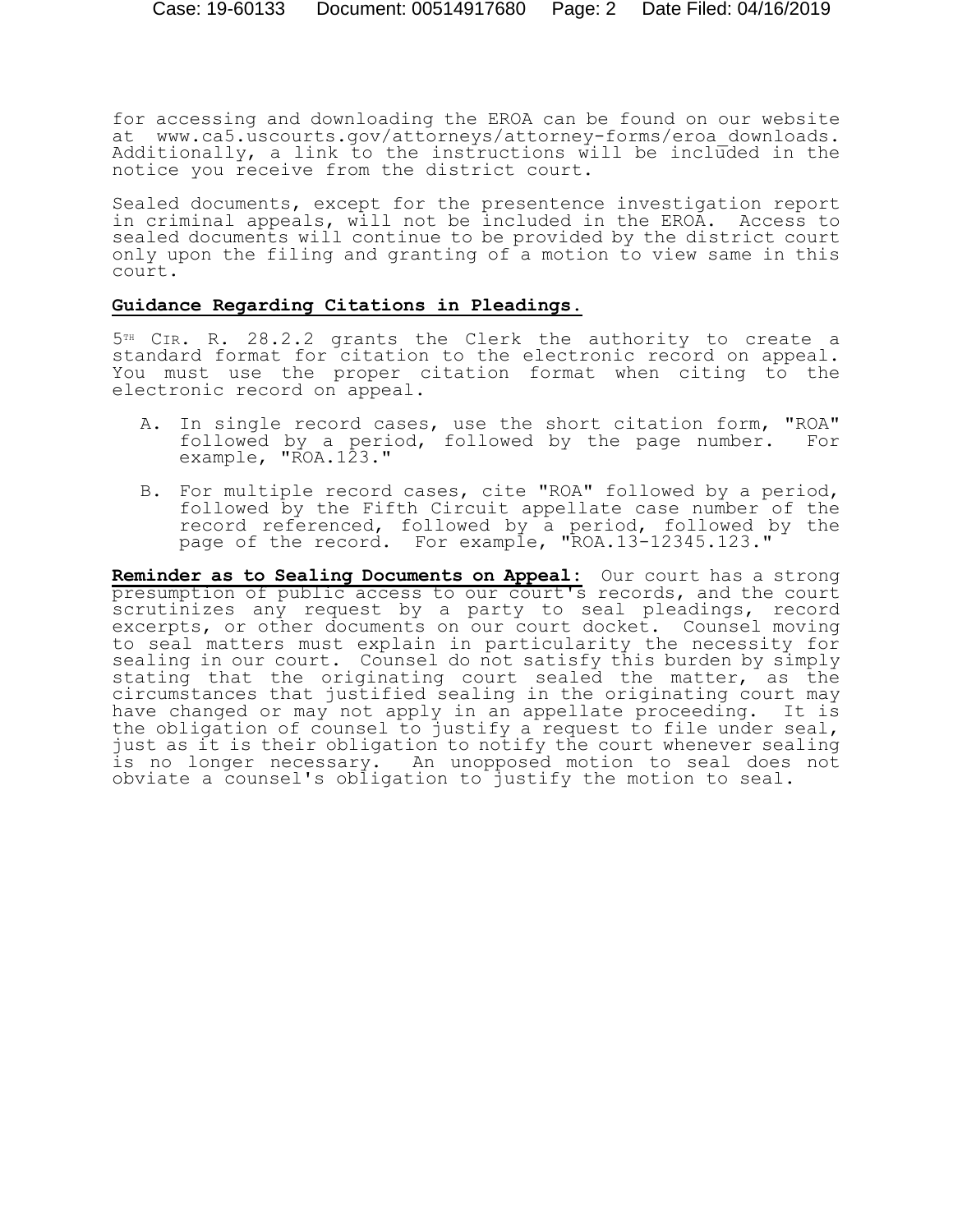for accessing and downloading the EROA can be found on our website at www.ca5.uscourts.gov/attorneys/attorney-forms/eroa_downloads. Additionally, a link to the instructions will be included in the notice you receive from the district court.

Sealed documents, except for the presentence investigation report in criminal appeals, will not be included in the EROA. Access to sealed documents will continue to be provided by the district court only upon the filing and granting of a motion to view same in this court.

**Guidance Regarding Citations in Pleadings.**

5TH CIR. R. 28.2.2 grants the Clerk the authority to create a standard format for citation to the electronic record on appeal. You must use the proper citation format when citing to the electronic record on appeal.

A. In single record cases, use the short citation form, "ROA" followed by a period, followed by the page number. For example, "ROA.123."

B. For multiple record cases, cite "ROA" followed by a period, followed by the Fifth Circuit appellate case number of the record referenced, followed by a period, followed by the page of the record. For example, "ROA.13-12345.123."

**Reminder as to Sealing Documents on Appeal:** Our court has a strong presumption of public access to our court's records, and the court scrutinizes any request by a party to seal pleadings, record excerpts, or other documents on our court docket. Counsel moving to seal matters must explain in particularity the necessity for sealing in our court. Counsel do not satisfy this burden by simply stating that the originating court sealed the matter, as the circumstances that justified sealing in the originating court may have changed or may not apply in an appellate proceeding. It is the obligation of counsel to justify a request to file under seal, just as it is their obligation to notify the court whenever sealing is no longer necessary. An unopposed motion to seal does not obviate a counsel's obligation to justify the motion to seal.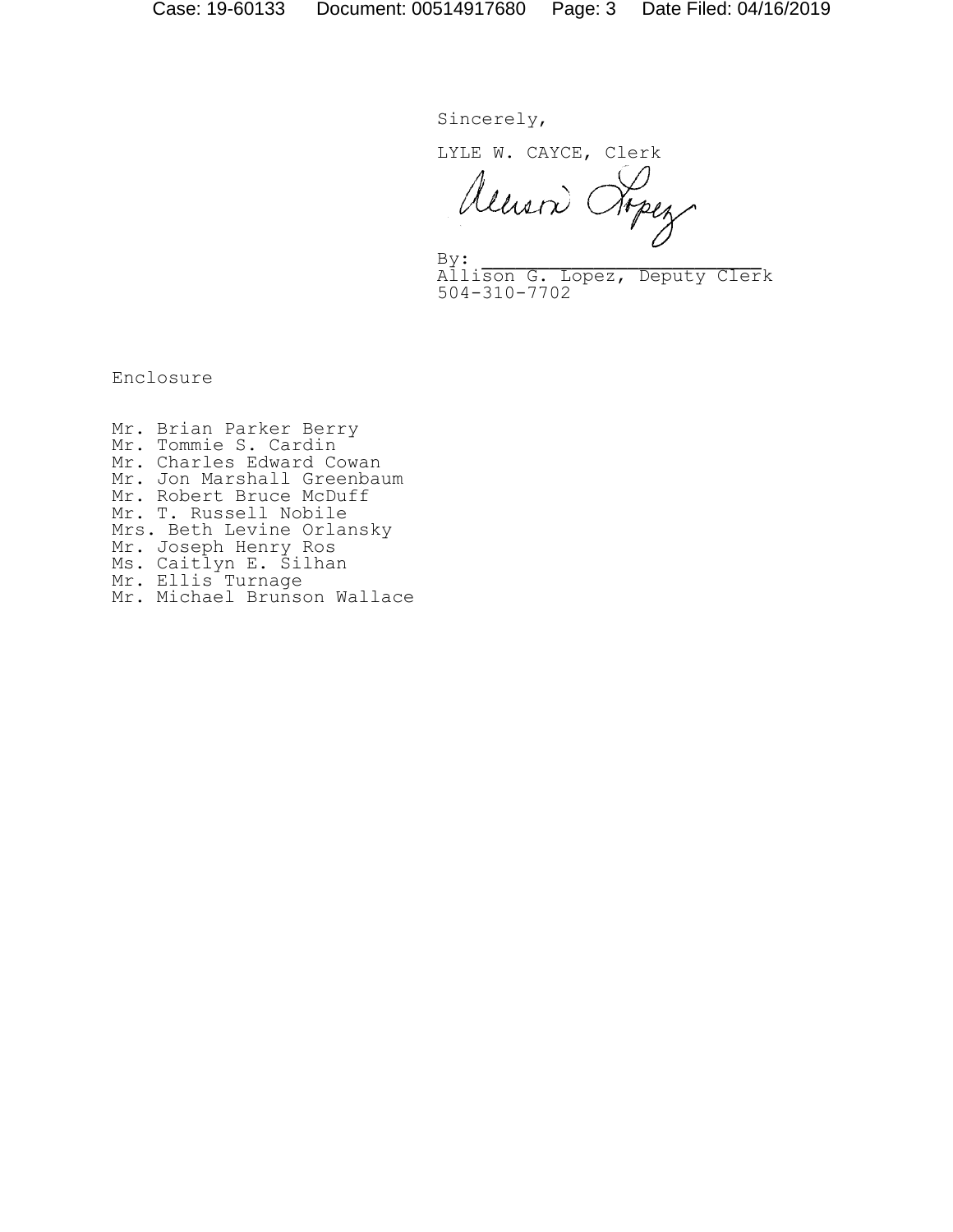Sincerely,

LYLE W. CAYCE, Clerk

By: \_\_\_\_\_\_\_\_\_\_\_\_\_\_\_\_\_\_\_\_\_\_\_\_\_
Allison G. Lopez, Deputy Clerk
504-310-7702

Enclosure

Mr. Brian Parker Berry
Mr. Tommie S. Cardin
Mr. Charles Edward Cowan
Mr. Jon Marshall Greenbaum
Mr. Robert Bruce McDuff
Mr. T. Russell Nobile
Mrs. Beth Levine Orlansky
Mr. Joseph Henry Ros
Ms. Caitlyn E. Silhan
Mr. Ellis Turnage
Mr. Michael Brunson Wallace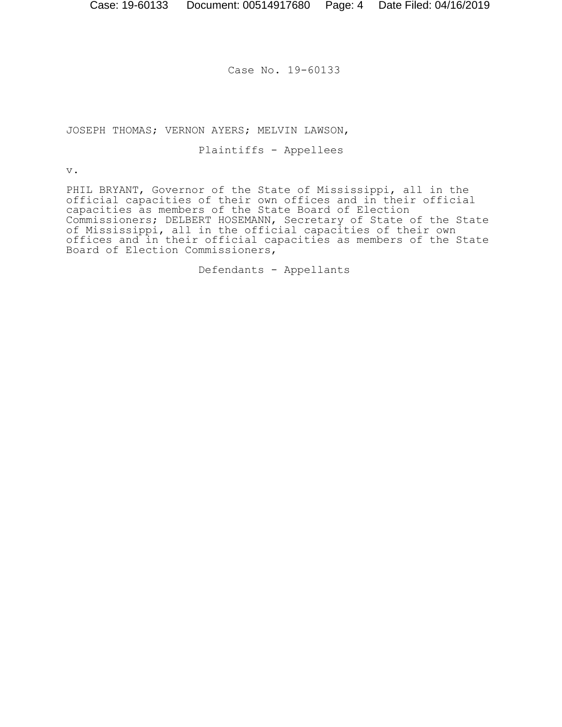Case No. 19-60133

JOSEPH THOMAS; VERNON AYERS; MELVIN LAWSON,

Plaintiffs - Appellees

v.

PHIL BRYANT, Governor of the State of Mississippi, all in the official capacities of their own offices and in their official capacities as members of the State Board of Election Commissioners; DELBERT HOSEMANN, Secretary of State of the State of Mississippi, all in the official capacities of their own offices and in their official capacities as members of the State Board of Election Commissioners,

Defendants - Appellants